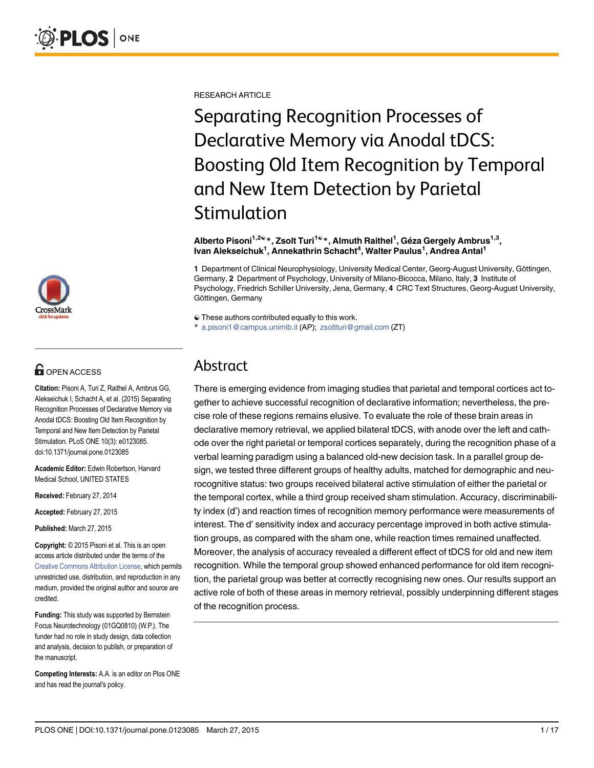RESEARCH ARTICLE

# Separating Recognition Processes of Declarative Memory via Anodal tDCS: Boosting Old Item Recognition by Temporal and New Item Detection by Parietal Stimulation

**Alberto Pisoni[1,2☯]\*, Zsolt Turi[1☯]\*, Almuth Raithel[1], Géza Gergely Ambrus[1,3], Ivan Alekseichuk[1], Annekathrin Schacht[4], Walter Paulus[1], Andrea Antal[1]**

**1** Department of Clinical Neurophysiology, University Medical Center, Georg-August University, Göttingen, Germany, **2** Department of Psychology, University of Milano-Bicocca, Milano, Italy, **3** Institute of Psychology, Friedrich Schiller University, Jena, Germany, **4** CRC Text Structures, Georg-August University, Göttingen, Germany

☯ These authors contributed equally to this work.
\* a.pisoni1@campus.unimib.it (AP); zsoltturi@gmail.com (ZT)

## Abstract

There is emerging evidence from imaging studies that parietal and temporal cortices act together to achieve successful recognition of declarative information; nevertheless, the precise role of these regions remains elusive. To evaluate the role of these brain areas in declarative memory retrieval, we applied bilateral tDCS, with anode over the left and cathode over the right parietal or temporal cortices separately, during the recognition phase of a verbal learning paradigm using a balanced old-new decision task. In a parallel group design, we tested three different groups of healthy adults, matched for demographic and neurocognitive status: two groups received bilateral active stimulation of either the parietal or the temporal cortex, while a third group received sham stimulation. Accuracy, discriminability index (d') and reaction times of recognition memory performance were measurements of interest. The d' sensitivity index and accuracy percentage improved in both active stimulation groups, as compared with the sham one, while reaction times remained unaffected. Moreover, the analysis of accuracy revealed a different effect of tDCS for old and new item recognition. While the temporal group showed enhanced performance for old item recognition, the parietal group was better at correctly recognising new ones. Our results support an active role of both of these areas in memory retrieval, possibly underpinning different stages of the recognition process.

OPEN ACCESS

**Citation:** Pisoni A, Turi Z, Raithel A, Ambrus GG, Alekseichuk I, Schacht A, et al. (2015) Separating Recognition Processes of Declarative Memory via Anodal tDCS: Boosting Old Item Recognition by Temporal and New Item Detection by Parietal Stimulation. PLoS ONE 10(3): e0123085. doi:10.1371/journal.pone.0123085

**Academic Editor:** Edwin Robertson, Harvard Medical School, UNITED STATES

**Received:** February 27, 2014

**Accepted:** February 27, 2015

**Published:** March 27, 2015

**Copyright:** © 2015 Pisoni et al. This is an open access article distributed under the terms of the Creative Commons Attribution License, which permits unrestricted use, distribution, and reproduction in any medium, provided the original author and source are credited.

**Funding:** This study was supported by Bernstein Focus Neurotechnology (01GQ0810) (W.P.). The funder had no role in study design, data collection and analysis, decision to publish, or preparation of the manuscript.

**Competing Interests:** A.A. is an editor on Plos ONE and has read the journal's policy.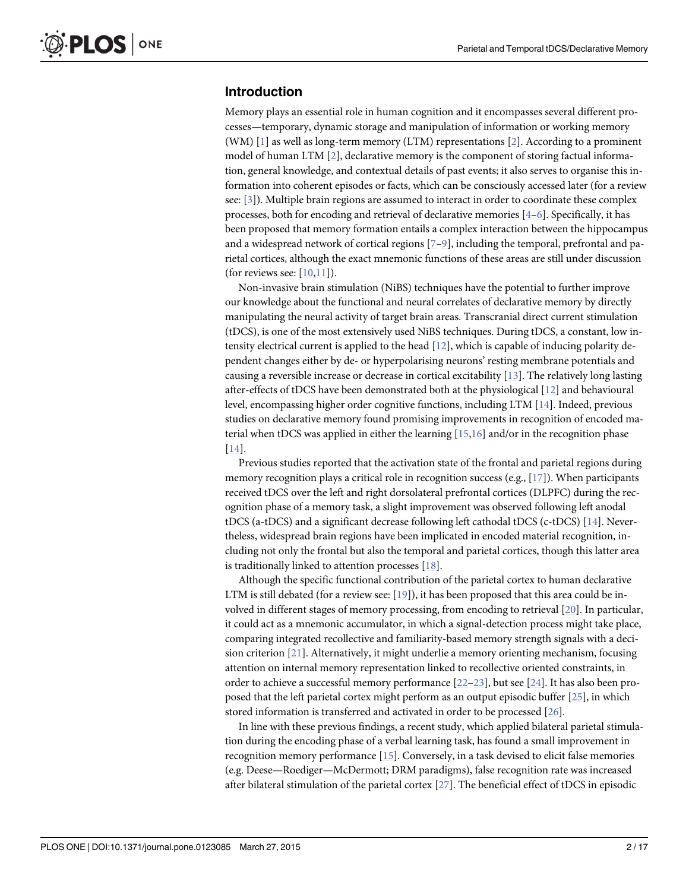## Introduction

Memory plays an essential role in human cognition and it encompasses several different processes—temporary, dynamic storage and manipulation of information or working memory (WM) [1] as well as long-term memory (LTM) representations [2]. According to a prominent model of human LTM [2], declarative memory is the component of storing factual information, general knowledge, and contextual details of past events; it also serves to organise this information into coherent episodes or facts, which can be consciously accessed later (for a review see: [3]). Multiple brain regions are assumed to interact in order to coordinate these complex processes, both for encoding and retrieval of declarative memories [4–6]. Specifically, it has been proposed that memory formation entails a complex interaction between the hippocampus and a widespread network of cortical regions [7–9], including the temporal, prefrontal and parietal cortices, although the exact mnemonic functions of these areas are still under discussion (for reviews see: [10,11]).

Non-invasive brain stimulation (NiBS) techniques have the potential to further improve our knowledge about the functional and neural correlates of declarative memory by directly manipulating the neural activity of target brain areas. Transcranial direct current stimulation (tDCS), is one of the most extensively used NiBS techniques. During tDCS, a constant, low intensity electrical current is applied to the head [12], which is capable of inducing polarity dependent changes either by de- or hyperpolarising neurons' resting membrane potentials and causing a reversible increase or decrease in cortical excitability [13]. The relatively long lasting after-effects of tDCS have been demonstrated both at the physiological [12] and behavioural level, encompassing higher order cognitive functions, including LTM [14]. Indeed, previous studies on declarative memory found promising improvements in recognition of encoded material when tDCS was applied in either the learning [15,16] and/or in the recognition phase [14].

Previous studies reported that the activation state of the frontal and parietal regions during memory recognition plays a critical role in recognition success (e.g., [17]). When participants received tDCS over the left and right dorsolateral prefrontal cortices (DLPFC) during the recognition phase of a memory task, a slight improvement was observed following left anodal tDCS (a-tDCS) and a significant decrease following left cathodal tDCS (c-tDCS) [14]. Nevertheless, widespread brain regions have been implicated in encoded material recognition, including not only the frontal but also the temporal and parietal cortices, though this latter area is traditionally linked to attention processes [18].

Although the specific functional contribution of the parietal cortex to human declarative LTM is still debated (for a review see: [19]), it has been proposed that this area could be involved in different stages of memory processing, from encoding to retrieval [20]. In particular, it could act as a mnemonic accumulator, in which a signal-detection process might take place, comparing integrated recollective and familiarity-based memory strength signals with a decision criterion [21]. Alternatively, it might underlie a memory orienting mechanism, focusing attention on internal memory representation linked to recollective oriented constraints, in order to achieve a successful memory performance [22–23], but see [24]. It has also been proposed that the left parietal cortex might perform as an output episodic buffer [25], in which stored information is transferred and activated in order to be processed [26].

In line with these previous findings, a recent study, which applied bilateral parietal stimulation during the encoding phase of a verbal learning task, has found a small improvement in recognition memory performance [15]. Conversely, in a task devised to elicit false memories (e.g. Deese—Roediger—McDermott; DRM paradigms), false recognition rate was increased after bilateral stimulation of the parietal cortex [27]. The beneficial effect of tDCS in episodic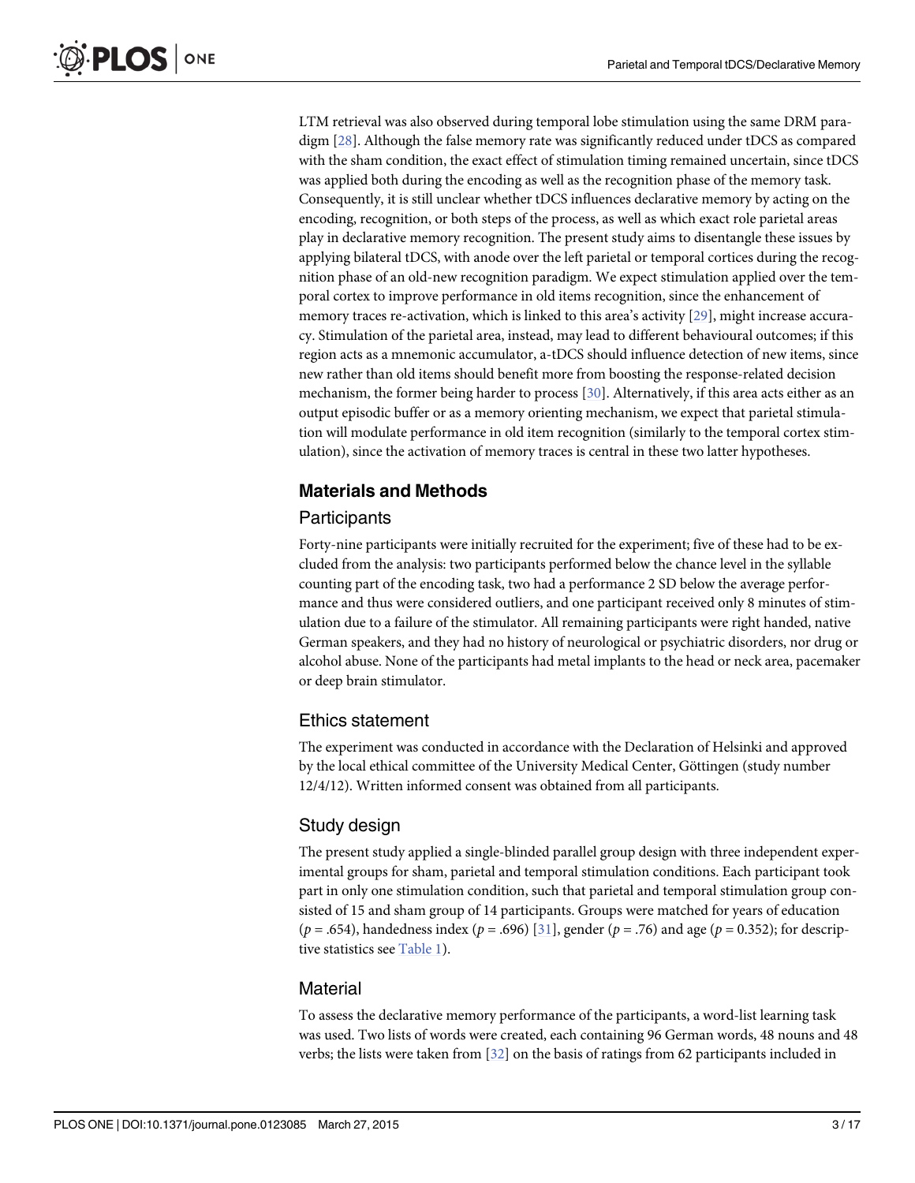LTM retrieval was also observed during temporal lobe stimulation using the same DRM paradigm [28]. Although the false memory rate was significantly reduced under tDCS as compared with the sham condition, the exact effect of stimulation timing remained uncertain, since tDCS was applied both during the encoding as well as the recognition phase of the memory task. Consequently, it is still unclear whether tDCS influences declarative memory by acting on the encoding, recognition, or both steps of the process, as well as which exact role parietal areas play in declarative memory recognition. The present study aims to disentangle these issues by applying bilateral tDCS, with anode over the left parietal or temporal cortices during the recognition phase of an old-new recognition paradigm. We expect stimulation applied over the temporal cortex to improve performance in old items recognition, since the enhancement of memory traces re-activation, which is linked to this area's activity [29], might increase accuracy. Stimulation of the parietal area, instead, may lead to different behavioural outcomes; if this region acts as a mnemonic accumulator, a-tDCS should influence detection of new items, since new rather than old items should benefit more from boosting the response-related decision mechanism, the former being harder to process [30]. Alternatively, if this area acts either as an output episodic buffer or as a memory orienting mechanism, we expect that parietal stimulation will modulate performance in old item recognition (similarly to the temporal cortex stimulation), since the activation of memory traces is central in these two latter hypotheses.

## Materials and Methods

### Participants

Forty-nine participants were initially recruited for the experiment; five of these had to be excluded from the analysis: two participants performed below the chance level in the syllable counting part of the encoding task, two had a performance 2 SD below the average performance and thus were considered outliers, and one participant received only 8 minutes of stimulation due to a failure of the stimulator. All remaining participants were right handed, native German speakers, and they had no history of neurological or psychiatric disorders, nor drug or alcohol abuse. None of the participants had metal implants to the head or neck area, pacemaker or deep brain stimulator.

### Ethics statement

The experiment was conducted in accordance with the Declaration of Helsinki and approved by the local ethical committee of the University Medical Center, Göttingen (study number 12/4/12). Written informed consent was obtained from all participants.

### Study design

The present study applied a single-blinded parallel group design with three independent experimental groups for sham, parietal and temporal stimulation conditions. Each participant took part in only one stimulation condition, such that parietal and temporal stimulation group consisted of 15 and sham group of 14 participants. Groups were matched for years of education ($p = .654$), handedness index ($p = .696$) [31], gender ($p = .76$) and age ($p = 0.352$); for descriptive statistics see Table 1).

### Material

To assess the declarative memory performance of the participants, a word-list learning task was used. Two lists of words were created, each containing 96 German words, 48 nouns and 48 verbs; the lists were taken from [32] on the basis of ratings from 62 participants included in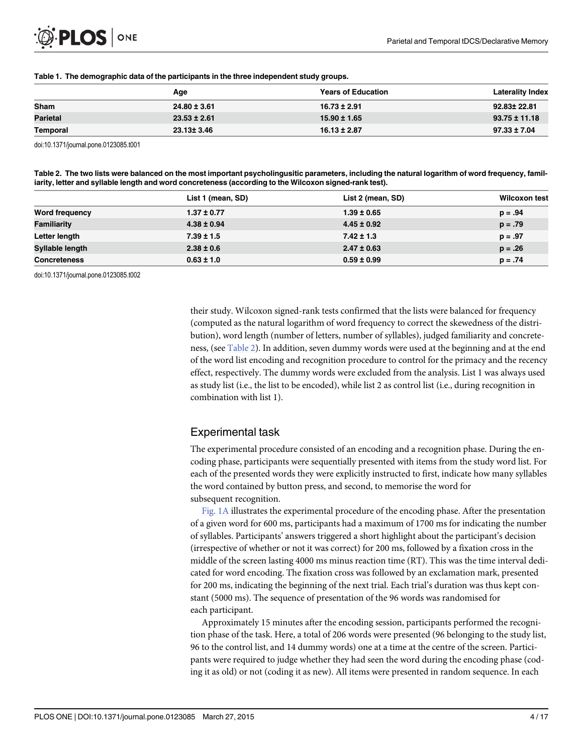**Table 1. The demographic data of the participants in the three independent study groups.**

| | Age | Years of Education | Laterality Index |
|---|---|---|---|
| **Sham** | 24.80 ± 3.61 | 16.73 ± 2.91 | 92.83± 22.81 |
| **Parietal** | 23.53 ± 2.61 | 15.90 ± 1.65 | 93.75 ± 11.18 |
| **Temporal** | 23.13± 3.46 | 16.13 ± 2.87 | 97.33 ± 7.04 |

doi:10.1371/journal.pone.0123085.t001

**Table 2. The two lists were balanced on the most important psycholinguistic parameters, including the natural logarithm of word frequency, familiarity, letter and syllable length and word concreteness (according to the Wilcoxon signed-rank test).**

| | List 1 (mean, SD) | List 2 (mean, SD) | Wilcoxon test |
|---|---|---|---|
| **Word frequency** | 1.37 ± 0.77 | 1.39 ± 0.65 | p = .94 |
| **Familiarity** | 4.38 ± 0.94 | 4.45 ± 0.92 | p = .79 |
| **Letter length** | 7.39 ± 1.5 | 7.42 ± 1.3 | p = .97 |
| **Syllable length** | 2.38 ± 0.6 | 2.47 ± 0.63 | p = .26 |
| **Concreteness** | 0.63 ± 1.0 | 0.59 ± 0.99 | p = .74 |

doi:10.1371/journal.pone.0123085.t002

their study. Wilcoxon signed-rank tests confirmed that the lists were balanced for frequency (computed as the natural logarithm of word frequency to correct the skewedness of the distribution), word length (number of letters, number of syllables), judged familiarity and concreteness, (see Table 2). In addition, seven dummy words were used at the beginning and at the end of the word list encoding and recognition procedure to control for the primacy and the recency effect, respectively. The dummy words were excluded from the analysis. List 1 was always used as study list (i.e., the list to be encoded), while list 2 as control list (i.e., during recognition in combination with list 1).

## Experimental task

The experimental procedure consisted of an encoding and a recognition phase. During the encoding phase, participants were sequentially presented with items from the study word list. For each of the presented words they were explicitly instructed to first, indicate how many syllables the word contained by button press, and second, to memorise the word for subsequent recognition.

Fig. 1A illustrates the experimental procedure of the encoding phase. After the presentation of a given word for 600 ms, participants had a maximum of 1700 ms for indicating the number of syllables. Participants' answers triggered a short highlight about the participant's decision (irrespective of whether or not it was correct) for 200 ms, followed by a fixation cross in the middle of the screen lasting 4000 ms minus reaction time (RT). This was the time interval dedicated for word encoding. The fixation cross was followed by an exclamation mark, presented for 200 ms, indicating the beginning of the next trial. Each trial's duration was thus kept constant (5000 ms). The sequence of presentation of the 96 words was randomised for each participant.

Approximately 15 minutes after the encoding session, participants performed the recognition phase of the task. Here, a total of 206 words were presented (96 belonging to the study list, 96 to the control list, and 14 dummy words) one at a time at the centre of the screen. Participants were required to judge whether they had seen the word during the encoding phase (coding it as old) or not (coding it as new). All items were presented in random sequence. In each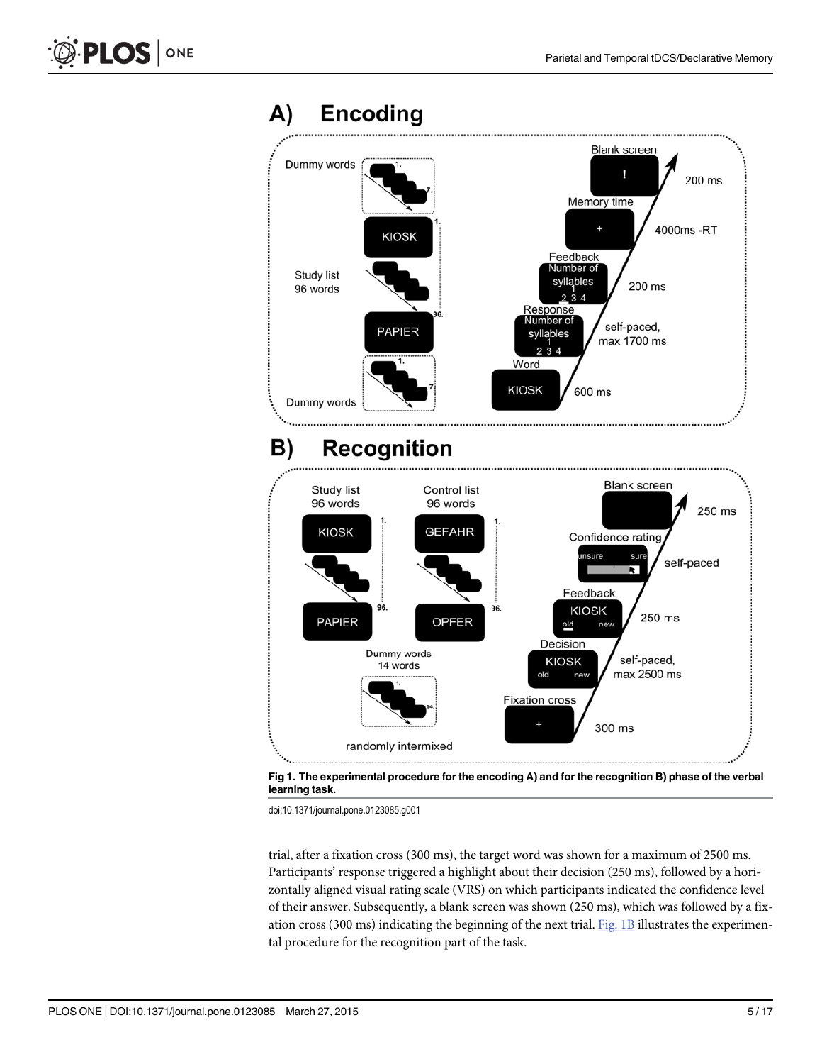Fig 1. The experimental procedure for the encoding A) and for the recognition B) phase of the verbal learning task.

doi:10.1371/journal.pone.0123085.g001

trial, after a fixation cross (300 ms), the target word was shown for a maximum of 2500 ms. Participants' response triggered a highlight about their decision (250 ms), followed by a horizontally aligned visual rating scale (VRS) on which participants indicated the confidence level of their answer. Subsequently, a blank screen was shown (250 ms), which was followed by a fixation cross (300 ms) indicating the beginning of the next trial. Fig. 1B illustrates the experimental procedure for the recognition part of the task.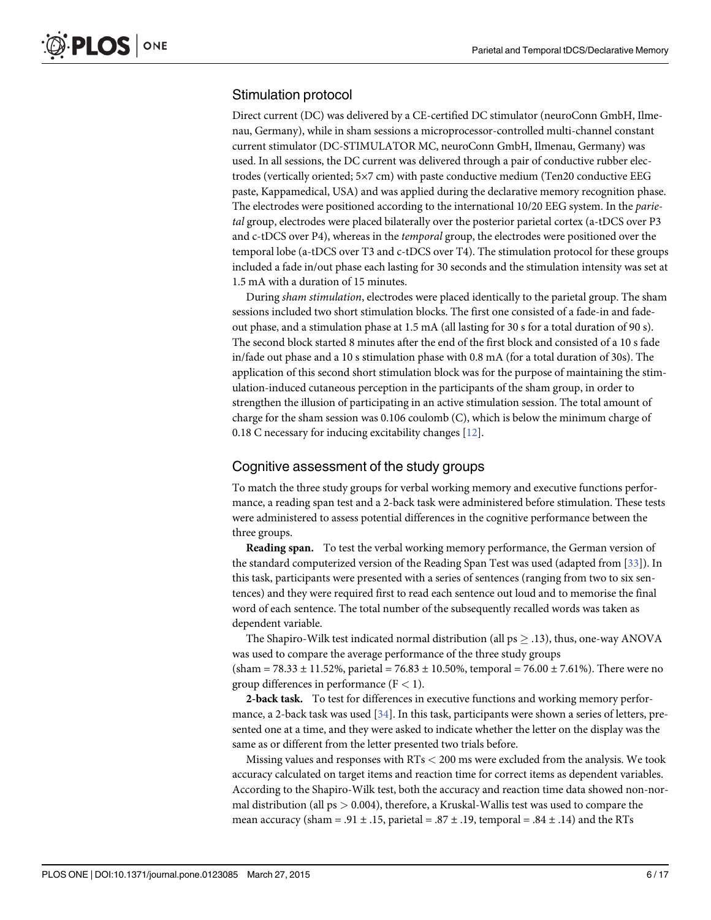## Stimulation protocol

Direct current (DC) was delivered by a CE-certified DC stimulator (neuroConn GmbH, Ilmenau, Germany), while in sham sessions a microprocessor-controlled multi-channel constant current stimulator (DC-STIMULATOR MC, neuroConn GmbH, Ilmenau, Germany) was used. In all sessions, the DC current was delivered through a pair of conductive rubber electrodes (vertically oriented; 5×7 cm) with paste conductive medium (Ten20 conductive EEG paste, Kappamedical, USA) and was applied during the declarative memory recognition phase. The electrodes were positioned according to the international 10/20 EEG system. In the *parietal* group, electrodes were placed bilaterally over the posterior parietal cortex (a-tDCS over P3 and c-tDCS over P4), whereas in the *temporal* group, the electrodes were positioned over the temporal lobe (a-tDCS over T3 and c-tDCS over T4). The stimulation protocol for these groups included a fade in/out phase each lasting for 30 seconds and the stimulation intensity was set at 1.5 mA with a duration of 15 minutes.

During *sham stimulation*, electrodes were placed identically to the parietal group. The sham sessions included two short stimulation blocks. The first one consisted of a fade-in and fade-out phase, and a stimulation phase at 1.5 mA (all lasting for 30 s for a total duration of 90 s). The second block started 8 minutes after the end of the first block and consisted of a 10 s fade in/fade out phase and a 10 s stimulation phase with 0.8 mA (for a total duration of 30s). The application of this second short stimulation block was for the purpose of maintaining the stimulation-induced cutaneous perception in the participants of the sham group, in order to strengthen the illusion of participating in an active stimulation session. The total amount of charge for the sham session was 0.106 coulomb (C), which is below the minimum charge of 0.18 C necessary for inducing excitability changes [12].

## Cognitive assessment of the study groups

To match the three study groups for verbal working memory and executive functions performance, a reading span test and a 2-back task were administered before stimulation. These tests were administered to assess potential differences in the cognitive performance between the three groups.

**Reading span.** To test the verbal working memory performance, the German version of the standard computerized version of the Reading Span Test was used (adapted from [33]). In this task, participants were presented with a series of sentences (ranging from two to six sentences) and they were required first to read each sentence out loud and to memorise the final word of each sentence. The total number of the subsequently recalled words was taken as dependent variable.

The Shapiro-Wilk test indicated normal distribution (all $ps \geq .13$), thus, one-way ANOVA was used to compare the average performance of the three study groups (sham = 78.33 ± 11.52%, parietal = 76.83 ± 10.50%, temporal = 76.00 ± 7.61%). There were no group differences in performance ($F < 1$).

**2-back task.** To test for differences in executive functions and working memory performance, a 2-back task was used [34]. In this task, participants were shown a series of letters, presented one at a time, and they were asked to indicate whether the letter on the display was the same as or different from the letter presented two trials before.

Missing values and responses with RTs < 200 ms were excluded from the analysis. We took accuracy calculated on target items and reaction time for correct items as dependent variables. According to the Shapiro-Wilk test, both the accuracy and reaction time data showed non-normal distribution (all $ps > 0.004$), therefore, a Kruskal-Wallis test was used to compare the mean accuracy (sham = .91 ± .15, parietal = .87 ± .19, temporal = .84 ± .14) and the RTs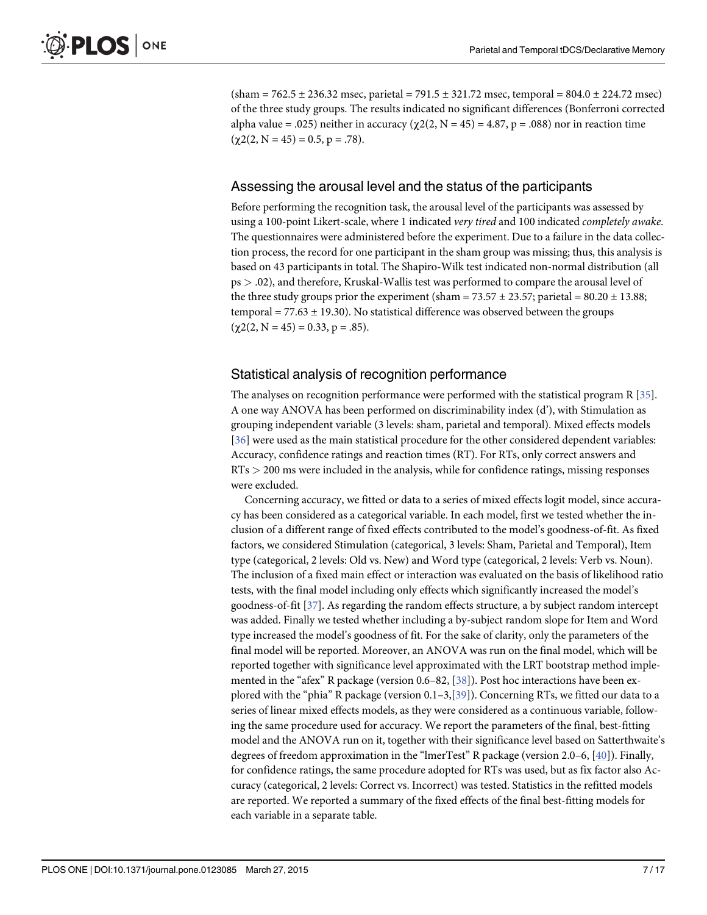(sham = 762.5 ± 236.32 msec, parietal = 791.5 ± 321.72 msec, temporal = 804.0 ± 224.72 msec) of the three study groups. The results indicated no significant differences (Bonferroni corrected alpha value = .025) neither in accuracy ($\chi 2(2, N = 45) = 4.87$, $p = .088$) nor in reaction time ($\chi 2(2, N = 45) = 0.5$, $p = .78$).

## Assessing the arousal level and the status of the participants

Before performing the recognition task, the arousal level of the participants was assessed by using a 100-point Likert-scale, where 1 indicated *very tired* and 100 indicated *completely awake*. The questionnaires were administered before the experiment. Due to a failure in the data collection process, the record for one participant in the sham group was missing; thus, this analysis is based on 43 participants in total. The Shapiro-Wilk test indicated non-normal distribution (all $ps > .02$), and therefore, Kruskal-Wallis test was performed to compare the arousal level of the three study groups prior the experiment (sham = 73.57 ± 23.57; parietal = 80.20 ± 13.88; temporal = 77.63 ± 19.30). No statistical difference was observed between the groups ($\chi 2(2, N = 45) = 0.33$, $p = .85$).

## Statistical analysis of recognition performance

The analyses on recognition performance were performed with the statistical program R [35]. A one way ANOVA has been performed on discriminability index (d'), with Stimulation as grouping independent variable (3 levels: sham, parietal and temporal). Mixed effects models [36] were used as the main statistical procedure for the other considered dependent variables: Accuracy, confidence ratings and reaction times (RT). For RTs, only correct answers and RTs > 200 ms were included in the analysis, while for confidence ratings, missing responses were excluded.

Concerning accuracy, we fitted or data to a series of mixed effects logit model, since accuracy has been considered as a categorical variable. In each model, first we tested whether the inclusion of a different range of fixed effects contributed to the model's goodness-of-fit. As fixed factors, we considered Stimulation (categorical, 3 levels: Sham, Parietal and Temporal), Item type (categorical, 2 levels: Old vs. New) and Word type (categorical, 2 levels: Verb vs. Noun). The inclusion of a fixed main effect or interaction was evaluated on the basis of likelihood ratio tests, with the final model including only effects which significantly increased the model's goodness-of-fit [37]. As regarding the random effects structure, a by subject random intercept was added. Finally we tested whether including a by-subject random slope for Item and Word type increased the model's goodness of fit. For the sake of clarity, only the parameters of the final model will be reported. Moreover, an ANOVA was run on the final model, which will be reported together with significance level approximated with the LRT bootstrap method implemented in the "afex" R package (version 0.6–82, [38]). Post hoc interactions have been explored with the "phia" R package (version 0.1–3,[39]). Concerning RTs, we fitted our data to a series of linear mixed effects models, as they were considered as a continuous variable, following the same procedure used for accuracy. We report the parameters of the final, best-fitting model and the ANOVA run on it, together with their significance level based on Satterthwaite's degrees of freedom approximation in the "lmerTest" R package (version 2.0–6, [40]). Finally, for confidence ratings, the same procedure adopted for RTs was used, but as fix factor also Accuracy (categorical, 2 levels: Correct vs. Incorrect) was tested. Statistics in the refitted models are reported. We reported a summary of the fixed effects of the final best-fitting models for each variable in a separate table.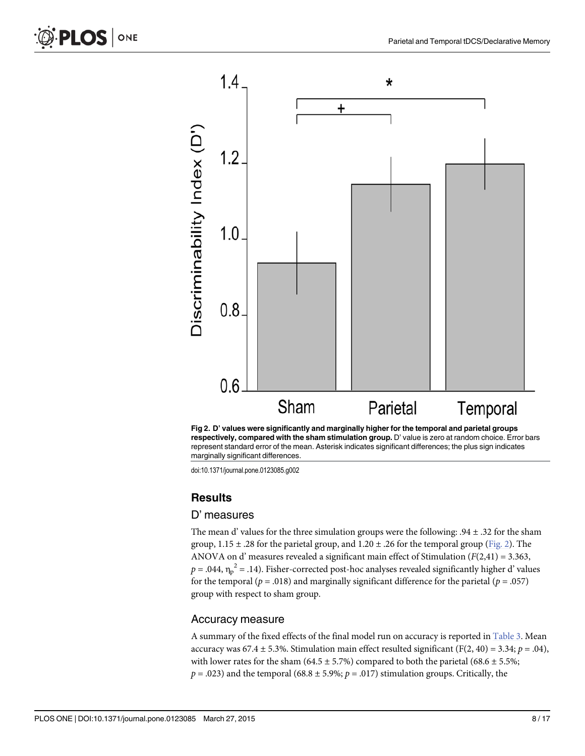**Fig 2. D' values were significantly and marginally higher for the temporal and parietal groups respectively, compared with the sham stimulation group.** D' value is zero at random choice. Error bars represent standard error of the mean. Asterisk indicates significant differences; the plus sign indicates marginally significant differences.

doi:10.1371/journal.pone.0123085.g002

## Results

### D' measures

The mean d' values for the three simulation groups were the following: .94 ± .32 for the sham group, 1.15 ± .28 for the parietal group, and 1.20 ± .26 for the temporal group (Fig. 2). The ANOVA on d' measures revealed a significant main effect of Stimulation ($F(2,41) = 3.363$, $p = .044$, $\eta_p^2 = .14$). Fisher-corrected post-hoc analyses revealed significantly higher d' values for the temporal ($p = .018$) and marginally significant difference for the parietal ($p = .057$) group with respect to sham group.

### Accuracy measure

A summary of the fixed effects of the final model run on accuracy is reported in Table 3. Mean accuracy was 67.4 ± 5.3%. Stimulation main effect resulted significant ($F(2, 40) = 3.34$; $p = .04$), with lower rates for the sham (64.5 ± 5.7%) compared to both the parietal (68.6 ± 5.5%; $p = .023$) and the temporal (68.8 ± 5.9%; $p = .017$) stimulation groups. Critically, the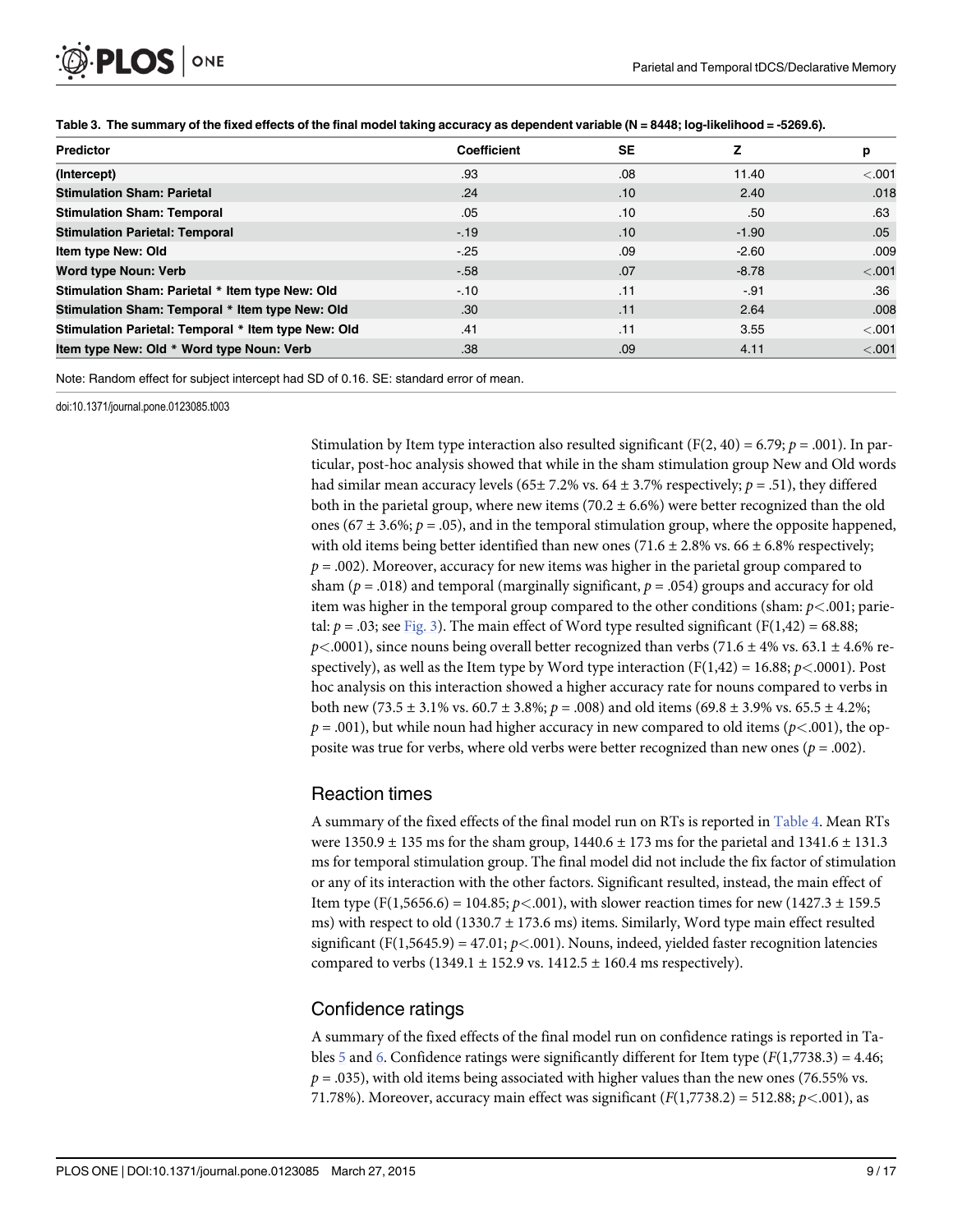**Table 3. The summary of the fixed effects of the final model taking accuracy as dependent variable (N = 8448; log-likelihood = -5269.6).**

| Predictor | Coefficient | SE | Z | p |
|---|---|---|---|---|
| (Intercept) | .93 | .08 | 11.40 | <.001 |
| Stimulation Sham: Parietal | .24 | .10 | 2.40 | .018 |
| Stimulation Sham: Temporal | .05 | .10 | .50 | .63 |
| Stimulation Parietal: Temporal | -.19 | .10 | -1.90 | .05 |
| Item type New: Old | -.25 | .09 | -2.60 | .009 |
| Word type Noun: Verb | -.58 | .07 | -8.78 | <.001 |
| Stimulation Sham: Parietal * Item type New: Old | -.10 | .11 | -.91 | .36 |
| Stimulation Sham: Temporal * Item type New: Old | .30 | .11 | 2.64 | .008 |
| Stimulation Parietal: Temporal * Item type New: Old | .41 | .11 | 3.55 | <.001 |
| Item type New: Old * Word type Noun: Verb | .38 | .09 | 4.11 | <.001 |

Note: Random effect for subject intercept had SD of 0.16. SE: standard error of mean.

doi:10.1371/journal.pone.0123085.t003

Stimulation by Item type interaction also resulted significant ($F(2, 40) = 6.79$; $p = .001$). In particular, post-hoc analysis showed that while in the sham stimulation group New and Old words had similar mean accuracy levels (65± 7.2% vs. 64 ± 3.7% respectively; $p = .51$), they differed both in the parietal group, where new items (70.2 ± 6.6%) were better recognized than the old ones (67 ± 3.6%; $p = .05$), and in the temporal stimulation group, where the opposite happened, with old items being better identified than new ones (71.6 ± 2.8% vs. 66 ± 6.8% respectively; $p = .002$). Moreover, accuracy for new items was higher in the parietal group compared to sham ($p = .018$) and temporal (marginally significant, $p = .054$) groups and accuracy for old item was higher in the temporal group compared to the other conditions (sham: $p < .001$; parietal: $p = .03$; see Fig. 3). The main effect of Word type resulted significant ($F(1,42) = 68.88$; $p < .0001$), since nouns being overall better recognized than verbs (71.6 ± 4% vs. 63.1 ± 4.6% respectively), as well as the Item type by Word type interaction ($F(1,42) = 16.88$; $p < .0001$). Post hoc analysis on this interaction showed a higher accuracy rate for nouns compared to verbs in both new (73.5 ± 3.1% vs. 60.7 ± 3.8%; $p = .008$) and old items (69.8 ± 3.9% vs. 65.5 ± 4.2%; $p = .001$), but while noun had higher accuracy in new compared to old items ($p < .001$), the opposite was true for verbs, where old verbs were better recognized than new ones ($p = .002$).

## Reaction times

A summary of the fixed effects of the final model run on RTs is reported in Table 4. Mean RTs were 1350.9 ± 135 ms for the sham group, 1440.6 ± 173 ms for the parietal and 1341.6 ± 131.3 ms for temporal stimulation group. The final model did not include the fix factor of stimulation or any of its interaction with the other factors. Significant resulted, instead, the main effect of Item type ($F(1,5656.6) = 104.85$; $p < .001$), with slower reaction times for new (1427.3 ± 159.5 ms) with respect to old (1330.7 ± 173.6 ms) items. Similarly, Word type main effect resulted significant ($F(1,5645.9) = 47.01$; $p < .001$). Nouns, indeed, yielded faster recognition latencies compared to verbs (1349.1 ± 152.9 vs. 1412.5 ± 160.4 ms respectively).

## Confidence ratings

A summary of the fixed effects of the final model run on confidence ratings is reported in Tables 5 and 6. Confidence ratings were significantly different for Item type ($F(1,7738.3) = 4.46$; $p = .035$), with old items being associated with higher values than the new ones (76.55% vs. 71.78%). Moreover, accuracy main effect was significant ($F(1,7738.2) = 512.88$; $p < .001$), as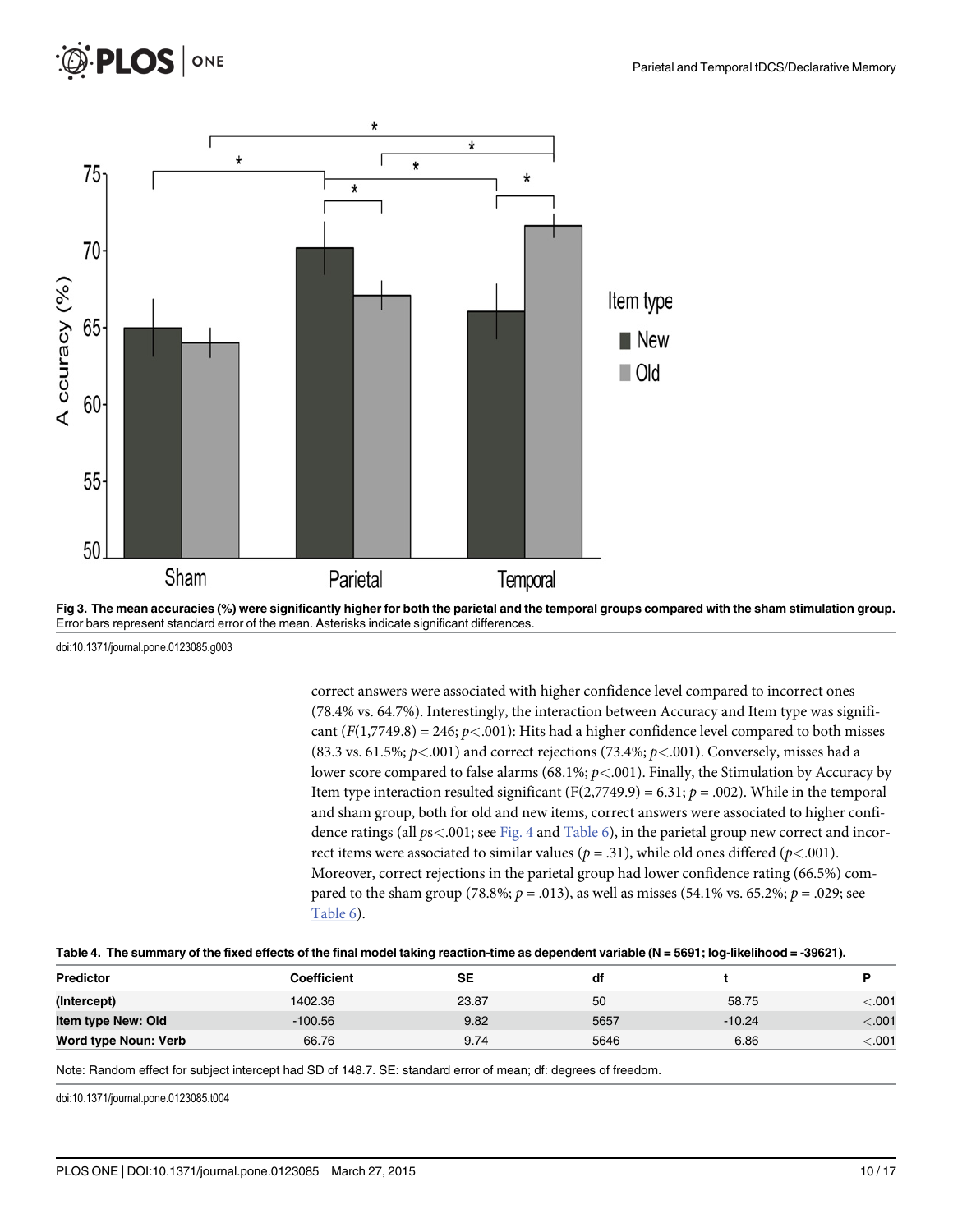**Fig 3. The mean accuracies (%) were significantly higher for both the parietal and the temporal groups compared with the sham stimulation group.** Error bars represent standard error of the mean. Asterisks indicate significant differences.

doi:10.1371/journal.pone.0123085.g003

correct answers were associated with higher confidence level compared to incorrect ones (78.4% vs. 64.7%). Interestingly, the interaction between Accuracy and Item type was significant ($F(1,7749.8) = 246$; $p < .001$): Hits had a higher confidence level compared to both misses (83.3 vs. 61.5%; $p < .001$) and correct rejections (73.4%; $p < .001$). Conversely, misses had a lower score compared to false alarms (68.1%; $p < .001$). Finally, the Stimulation by Accuracy by Item type interaction resulted significant ($F(2,7749.9) = 6.31$; $p = .002$). While in the temporal and sham group, both for old and new items, correct answers were associated to higher confidence ratings (all $ps < .001$; see Fig. 4 and Table 6), in the parietal group new correct and incorrect items were associated to similar values ($p = .31$), while old ones differed ($p < .001$). Moreover, correct rejections in the parietal group had lower confidence rating (66.5%) compared to the sham group (78.8%; $p = .013$), as well as misses (54.1% vs. 65.2%; $p = .029$; see Table 6).

**Table 4. The summary of the fixed effects of the final model taking reaction-time as dependent variable (N = 5691; log-likelihood = -39621).**

| Predictor | Coefficient | SE | df | t | P |
|---|---|---|---|---|---|
| **(Intercept)** | 1402.36 | 23.87 | 50 | 58.75 | <.001 |
| **Item type New: Old** | -100.56 | 9.82 | 5657 | -10.24 | <.001 |
| **Word type Noun: Verb** | 66.76 | 9.74 | 5646 | 6.86 | <.001 |

Note: Random effect for subject intercept had SD of 148.7. SE: standard error of mean; df: degrees of freedom.

doi:10.1371/journal.pone.0123085.t004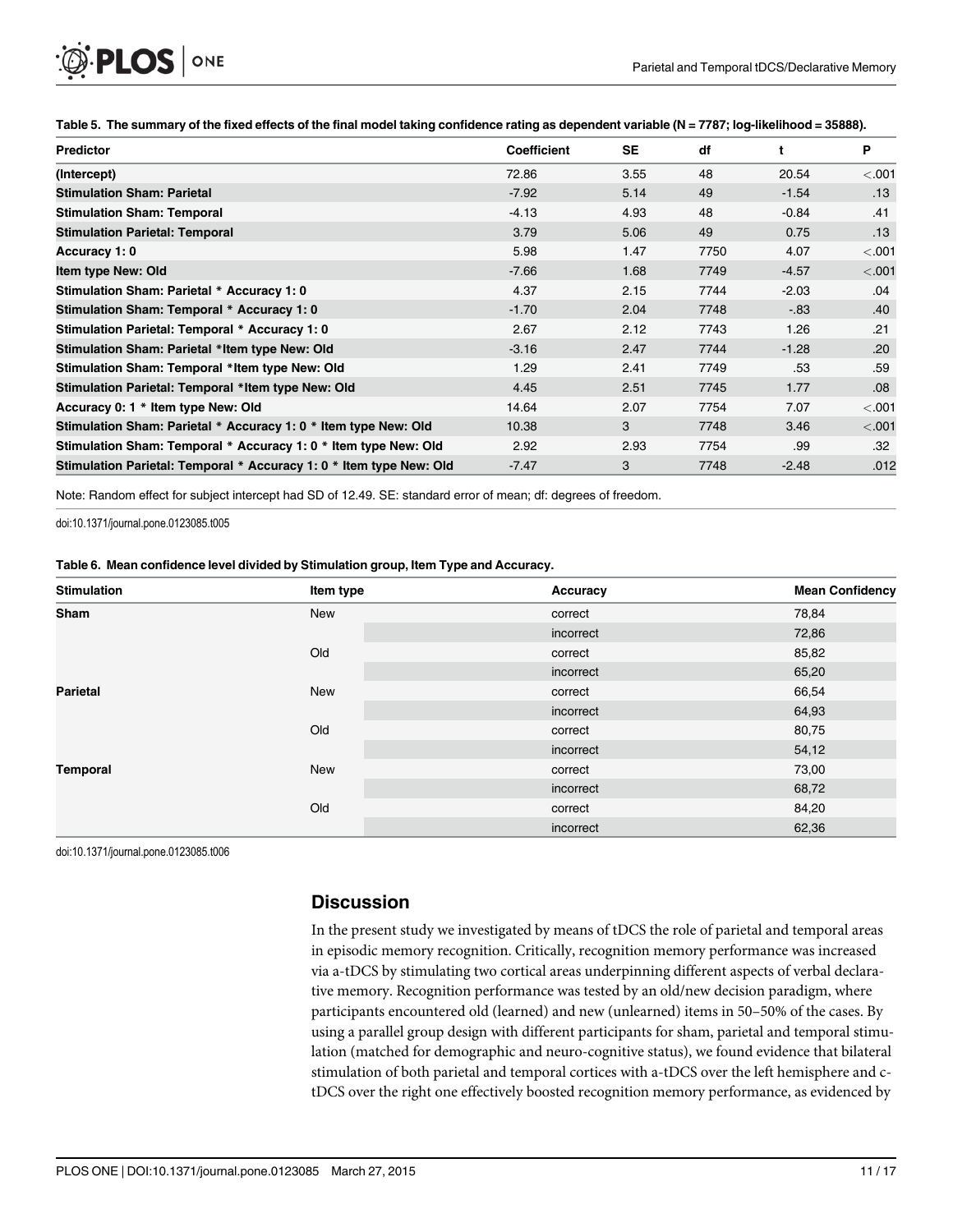**Table 5. The summary of the fixed effects of the final model taking confidence rating as dependent variable (N = 7787; log-likelihood = 35888).**

| Predictor | Coefficient | SE | df | t | P |
|---|---|---|---|---|---|
| (Intercept) | 72.86 | 3.55 | 48 | 20.54 | <.001 |
| Stimulation Sham: Parietal | -7.92 | 5.14 | 49 | -1.54 | .13 |
| Stimulation Sham: Temporal | -4.13 | 4.93 | 48 | -0.84 | .41 |
| Stimulation Parietal: Temporal | 3.79 | 5.06 | 49 | 0.75 | .13 |
| Accuracy 1: 0 | 5.98 | 1.47 | 7750 | 4.07 | <.001 |
| Item type New: Old | -7.66 | 1.68 | 7749 | -4.57 | <.001 |
| Stimulation Sham: Parietal * Accuracy 1: 0 | 4.37 | 2.15 | 7744 | -2.03 | .04 |
| Stimulation Sham: Temporal * Accuracy 1: 0 | -1.70 | 2.04 | 7748 | -.83 | .40 |
| Stimulation Parietal: Temporal * Accuracy 1: 0 | 2.67 | 2.12 | 7743 | 1.26 | .21 |
| Stimulation Sham: Parietal *Item type New: Old | -3.16 | 2.47 | 7744 | -1.28 | .20 |
| Stimulation Sham: Temporal *Item type New: Old | 1.29 | 2.41 | 7749 | .53 | .59 |
| Stimulation Parietal: Temporal *Item type New: Old | 4.45 | 2.51 | 7745 | 1.77 | .08 |
| Accuracy 0: 1 * Item type New: Old | 14.64 | 2.07 | 7754 | 7.07 | <.001 |
| Stimulation Sham: Parietal * Accuracy 1: 0 * Item type New: Old | 10.38 | 3 | 7748 | 3.46 | <.001 |
| Stimulation Sham: Temporal * Accuracy 1: 0 * Item type New: Old | 2.92 | 2.93 | 7754 | .99 | .32 |
| Stimulation Parietal: Temporal * Accuracy 1: 0 * Item type New: Old | -7.47 | 3 | 7748 | -2.48 | .012 |

Note: Random effect for subject intercept had SD of 12.49. SE: standard error of mean; df: degrees of freedom.

doi:10.1371/journal.pone.0123085.t005

**Table 6. Mean confidence level divided by Stimulation group, Item Type and Accuracy.**

| Stimulation | Item type | Accuracy | Mean Confidency |
|---|---|---|---|
| Sham | New | correct | 78,84 |
| | | incorrect | 72,86 |
| | Old | correct | 85,82 |
| | | incorrect | 65,20 |
| Parietal | New | correct | 66,54 |
| | | incorrect | 64,93 |
| | Old | correct | 80,75 |
| | | incorrect | 54,12 |
| Temporal | New | correct | 73,00 |
| | | incorrect | 68,72 |
| | Old | correct | 84,20 |
| | | incorrect | 62,36 |

doi:10.1371/journal.pone.0123085.t006

## Discussion

In the present study we investigated by means of tDCS the role of parietal and temporal areas in episodic memory recognition. Critically, recognition memory performance was increased via a-tDCS by stimulating two cortical areas underpinning different aspects of verbal declarative memory. Recognition performance was tested by an old/new decision paradigm, where participants encountered old (learned) and new (unlearned) items in 50–50% of the cases. By using a parallel group design with different participants for sham, parietal and temporal stimulation (matched for demographic and neuro-cognitive status), we found evidence that bilateral stimulation of both parietal and temporal cortices with a-tDCS over the left hemisphere and c-tDCS over the right one effectively boosted recognition memory performance, as evidenced by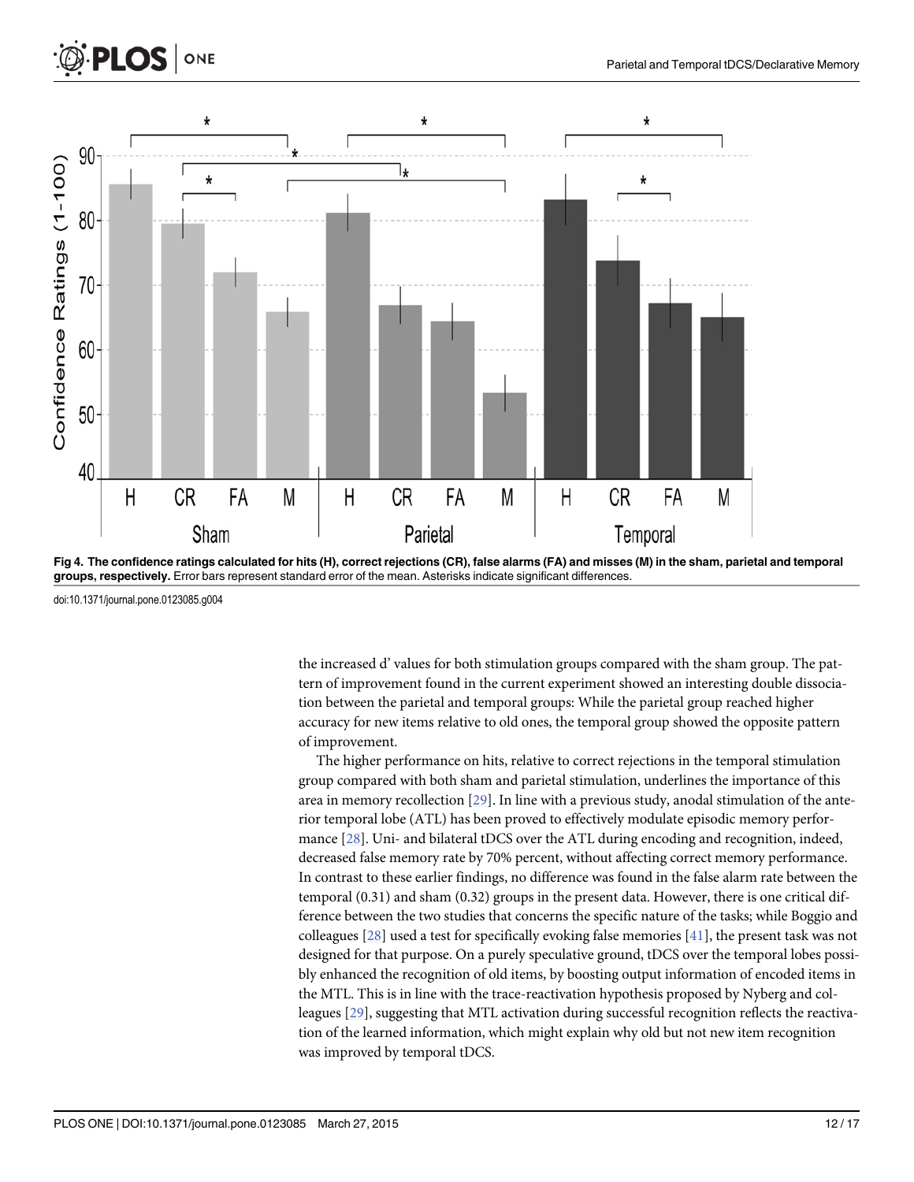**Fig 4. The confidence ratings calculated for hits (H), correct rejections (CR), false alarms (FA) and misses (M) in the sham, parietal and temporal groups, respectively.** Error bars represent standard error of the mean. Asterisks indicate significant differences.

doi:10.1371/journal.pone.0123085.g004

the increased d' values for both stimulation groups compared with the sham group. The pattern of improvement found in the current experiment showed an interesting double dissociation between the parietal and temporal groups: While the parietal group reached higher accuracy for new items relative to old ones, the temporal group showed the opposite pattern of improvement.

The higher performance on hits, relative to correct rejections in the temporal stimulation group compared with both sham and parietal stimulation, underlines the importance of this area in memory recollection [29]. In line with a previous study, anodal stimulation of the anterior temporal lobe (ATL) has been proved to effectively modulate episodic memory performance [28]. Uni- and bilateral tDCS over the ATL during encoding and recognition, indeed, decreased false memory rate by 70% percent, without affecting correct memory performance. In contrast to these earlier findings, no difference was found in the false alarm rate between the temporal (0.31) and sham (0.32) groups in the present data. However, there is one critical difference between the two studies that concerns the specific nature of the tasks; while Boggio and colleagues [28] used a test for specifically evoking false memories [41], the present task was not designed for that purpose. On a purely speculative ground, tDCS over the temporal lobes possibly enhanced the recognition of old items, by boosting output information of encoded items in the MTL. This is in line with the trace-reactivation hypothesis proposed by Nyberg and colleagues [29], suggesting that MTL activation during successful recognition reflects the reactivation of the learned information, which might explain why old but not new item recognition was improved by temporal tDCS.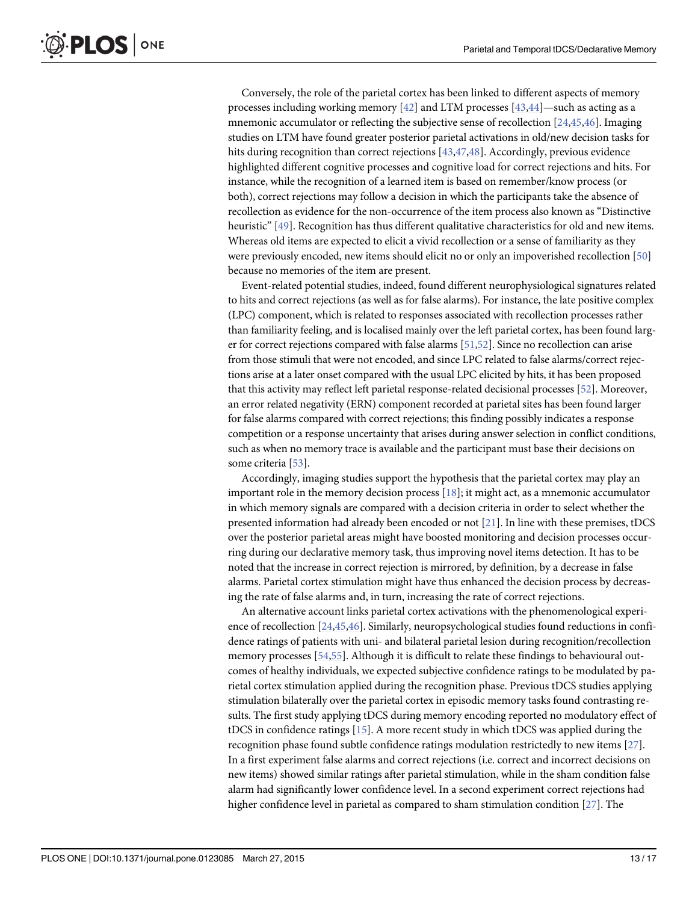Conversely, the role of the parietal cortex has been linked to different aspects of memory processes including working memory [42] and LTM processes [43,44]—such as acting as a mnemonic accumulator or reflecting the subjective sense of recollection [24,45,46]. Imaging studies on LTM have found greater posterior parietal activations in old/new decision tasks for hits during recognition than correct rejections [43,47,48]. Accordingly, previous evidence highlighted different cognitive processes and cognitive load for correct rejections and hits. For instance, while the recognition of a learned item is based on remember/know process (or both), correct rejections may follow a decision in which the participants take the absence of recollection as evidence for the non-occurrence of the item process also known as "Distinctive heuristic" [49]. Recognition has thus different qualitative characteristics for old and new items. Whereas old items are expected to elicit a vivid recollection or a sense of familiarity as they were previously encoded, new items should elicit no or only an impoverished recollection [50] because no memories of the item are present.

Event-related potential studies, indeed, found different neurophysiological signatures related to hits and correct rejections (as well as for false alarms). For instance, the late positive complex (LPC) component, which is related to responses associated with recollection processes rather than familiarity feeling, and is localised mainly over the left parietal cortex, has been found larger for correct rejections compared with false alarms [51,52]. Since no recollection can arise from those stimuli that were not encoded, and since LPC related to false alarms/correct rejections arise at a later onset compared with the usual LPC elicited by hits, it has been proposed that this activity may reflect left parietal response-related decisional processes [52]. Moreover, an error related negativity (ERN) component recorded at parietal sites has been found larger for false alarms compared with correct rejections; this finding possibly indicates a response competition or a response uncertainty that arises during answer selection in conflict conditions, such as when no memory trace is available and the participant must base their decisions on some criteria [53].

Accordingly, imaging studies support the hypothesis that the parietal cortex may play an important role in the memory decision process [18]; it might act, as a mnemonic accumulator in which memory signals are compared with a decision criteria in order to select whether the presented information had already been encoded or not [21]. In line with these premises, tDCS over the posterior parietal areas might have boosted monitoring and decision processes occurring during our declarative memory task, thus improving novel items detection. It has to be noted that the increase in correct rejection is mirrored, by definition, by a decrease in false alarms. Parietal cortex stimulation might have thus enhanced the decision process by decreasing the rate of false alarms and, in turn, increasing the rate of correct rejections.

An alternative account links parietal cortex activations with the phenomenological experience of recollection [24,45,46]. Similarly, neuropsychological studies found reductions in confidence ratings of patients with uni- and bilateral parietal lesion during recognition/recollection memory processes [54,55]. Although it is difficult to relate these findings to behavioural outcomes of healthy individuals, we expected subjective confidence ratings to be modulated by parietal cortex stimulation applied during the recognition phase. Previous tDCS studies applying stimulation bilaterally over the parietal cortex in episodic memory tasks found contrasting results. The first study applying tDCS during memory encoding reported no modulatory effect of tDCS in confidence ratings [15]. A more recent study in which tDCS was applied during the recognition phase found subtle confidence ratings modulation restrictedly to new items [27]. In a first experiment false alarms and correct rejections (i.e. correct and incorrect decisions on new items) showed similar ratings after parietal stimulation, while in the sham condition false alarm had significantly lower confidence level. In a second experiment correct rejections had higher confidence level in parietal as compared to sham stimulation condition [27]. The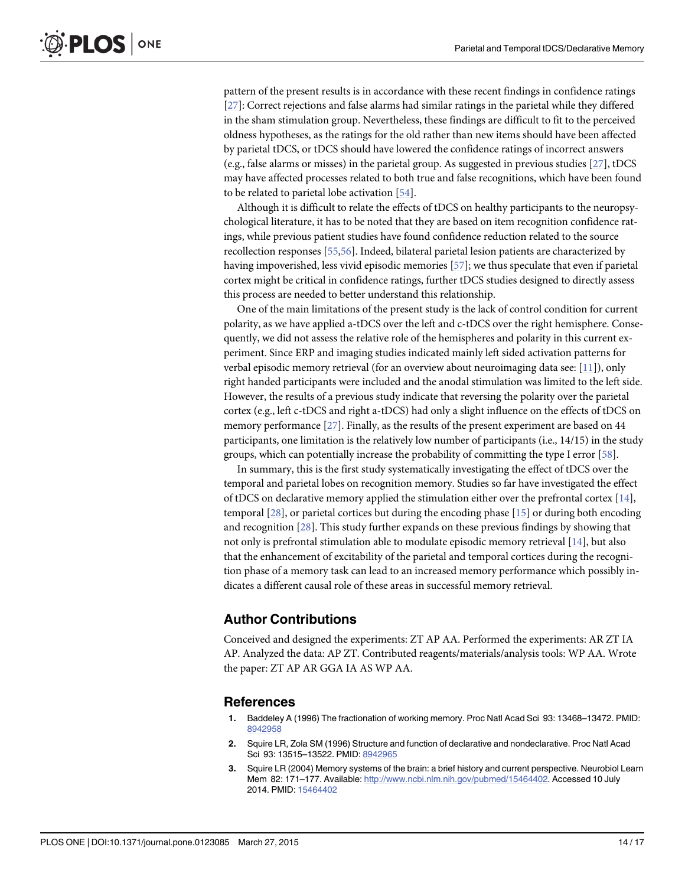pattern of the present results is in accordance with these recent findings in confidence ratings [27]: Correct rejections and false alarms had similar ratings in the parietal while they differed in the sham stimulation group. Nevertheless, these findings are difficult to fit to the perceived oldness hypotheses, as the ratings for the old rather than new items should have been affected by parietal tDCS, or tDCS should have lowered the confidence ratings of incorrect answers (e.g., false alarms or misses) in the parietal group. As suggested in previous studies [27], tDCS may have affected processes related to both true and false recognitions, which have been found to be related to parietal lobe activation [54].

Although it is difficult to relate the effects of tDCS on healthy participants to the neuropsychological literature, it has to be noted that they are based on item recognition confidence ratings, while previous patient studies have found confidence reduction related to the source recollection responses [55,56]. Indeed, bilateral parietal lesion patients are characterized by having impoverished, less vivid episodic memories [57]; we thus speculate that even if parietal cortex might be critical in confidence ratings, further tDCS studies designed to directly assess this process are needed to better understand this relationship.

One of the main limitations of the present study is the lack of control condition for current polarity, as we have applied a-tDCS over the left and c-tDCS over the right hemisphere. Consequently, we did not assess the relative role of the hemispheres and polarity in this current experiment. Since ERP and imaging studies indicated mainly left sided activation patterns for verbal episodic memory retrieval (for an overview about neuroimaging data see: [11]), only right handed participants were included and the anodal stimulation was limited to the left side. However, the results of a previous study indicate that reversing the polarity over the parietal cortex (e.g., left c-tDCS and right a-tDCS) had only a slight influence on the effects of tDCS on memory performance [27]. Finally, as the results of the present experiment are based on 44 participants, one limitation is the relatively low number of participants (i.e., 14/15) in the study groups, which can potentially increase the probability of committing the type I error [58].

In summary, this is the first study systematically investigating the effect of tDCS over the temporal and parietal lobes on recognition memory. Studies so far have investigated the effect of tDCS on declarative memory applied the stimulation either over the prefrontal cortex [14], temporal [28], or parietal cortices but during the encoding phase [15] or during both encoding and recognition [28]. This study further expands on these previous findings by showing that not only is prefrontal stimulation able to modulate episodic memory retrieval [14], but also that the enhancement of excitability of the parietal and temporal cortices during the recognition phase of a memory task can lead to an increased memory performance which possibly indicates a different causal role of these areas in successful memory retrieval.

## Author Contributions

Conceived and designed the experiments: ZT AP AA. Performed the experiments: AR ZT IA AP. Analyzed the data: AP ZT. Contributed reagents/materials/analysis tools: WP AA. Wrote the paper: ZT AP AR GGA IA AS WP AA.

## References

1. Baddeley A (1996) The fractionation of working memory. Proc Natl Acad Sci 93: 13468–13472. PMID: 8942958
2. Squire LR, Zola SM (1996) Structure and function of declarative and nondeclarative. Proc Natl Acad Sci 93: 13515–13522. PMID: 8942965
3. Squire LR (2004) Memory systems of the brain: a brief history and current perspective. Neurobiol Learn Mem 82: 171–177. Available: http://www.ncbi.nlm.nih.gov/pubmed/15464402. Accessed 10 July 2014. PMID: 15464402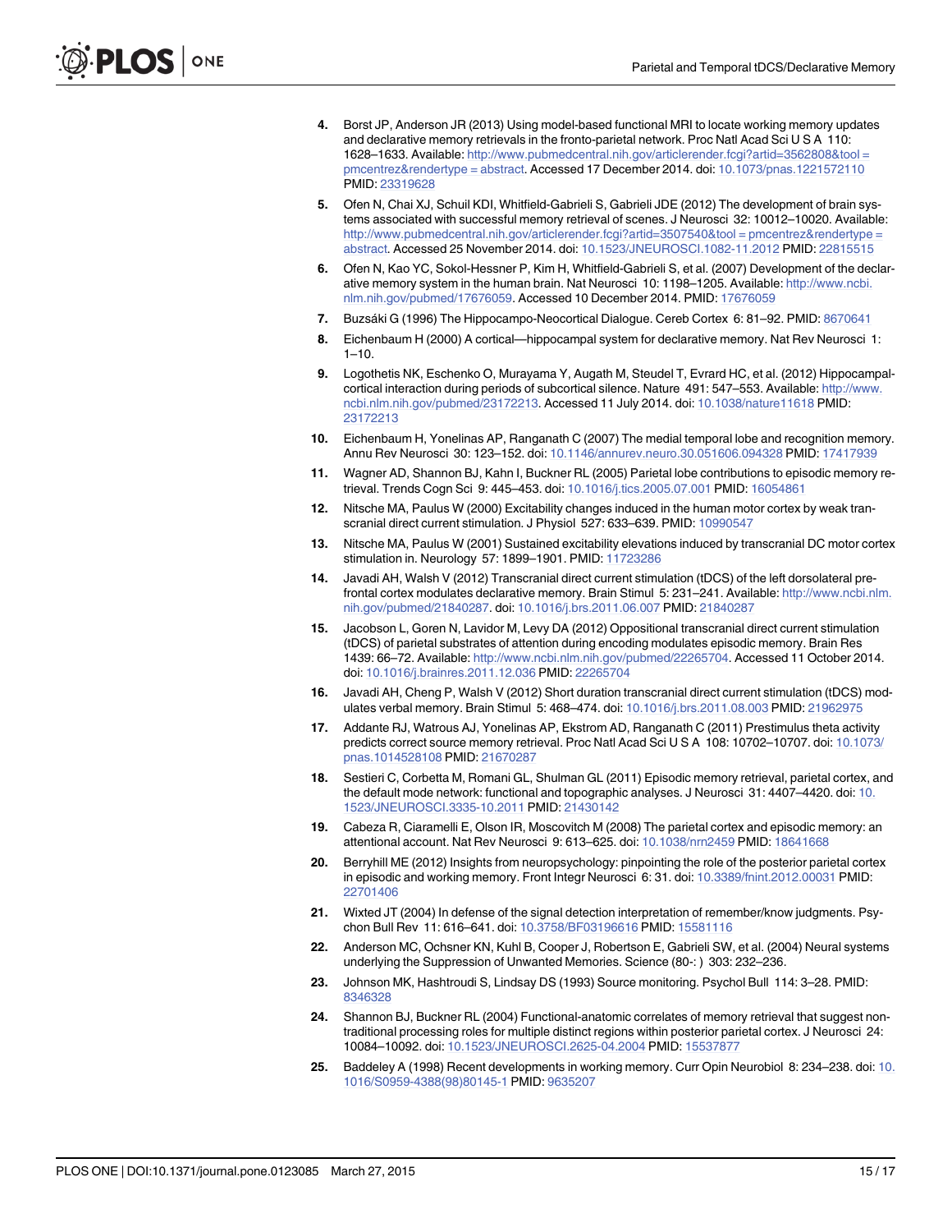4. Borst JP, Anderson JR (2013) Using model-based functional MRI to locate working memory updates and declarative memory retrievals in the fronto-parietal network. Proc Natl Acad Sci U S A 110: 1628–1633. Available: http://www.pubmedcentral.nih.gov/articlerender.fcgi?artid=3562808&tool = pmcentrez&rendertype = abstract. Accessed 17 December 2014. doi: 10.1073/pnas.1221572110 PMID: 23319628

5. Ofen N, Chai XJ, Schuil KDI, Whitfield-Gabrieli S, Gabrieli JDE (2012) The development of brain systems associated with successful memory retrieval of scenes. J Neurosci 32: 10012–10020. Available: http://www.pubmedcentral.nih.gov/articlerender.fcgi?artid=3507540&tool = pmcentrez&rendertype = abstract. Accessed 25 November 2014. doi: 10.1523/JNEUROSCI.1082-11.2012 PMID: 22815515

6. Ofen N, Kao YC, Sokol-Hessner P, Kim H, Whitfield-Gabrieli S, et al. (2007) Development of the declarative memory system in the human brain. Nat Neurosci 10: 1198–1205. Available: http://www.ncbi.nlm.nih.gov/pubmed/17676059. Accessed 10 December 2014. PMID: 17676059

7. Buzsáki G (1996) The Hippocampo-Neocortical Dialogue. Cereb Cortex 6: 81–92. PMID: 8670641

8. Eichenbaum H (2000) A cortical—hippocampal system for declarative memory. Nat Rev Neurosci 1: 1–10.

9. Logothetis NK, Eschenko O, Murayama Y, Augath M, Steudel T, Evrard HC, et al. (2012) Hippocampal-cortical interaction during periods of subcortical silence. Nature 491: 547–553. Available: http://www.ncbi.nlm.nih.gov/pubmed/23172213. Accessed 11 July 2014. doi: 10.1038/nature11618 PMID: 23172213

10. Eichenbaum H, Yonelinas AP, Ranganath C (2007) The medial temporal lobe and recognition memory. Annu Rev Neurosci 30: 123–152. doi: 10.1146/annurev.neuro.30.051606.094328 PMID: 17417939

11. Wagner AD, Shannon BJ, Kahn I, Buckner RL (2005) Parietal lobe contributions to episodic memory retrieval. Trends Cogn Sci 9: 445–453. doi: 10.1016/j.tics.2005.07.001 PMID: 16054861

12. Nitsche MA, Paulus W (2000) Excitability changes induced in the human motor cortex by weak transcranial direct current stimulation. J Physiol 527: 633–639. PMID: 10990547

13. Nitsche MA, Paulus W (2001) Sustained excitability elevations induced by transcranial DC motor cortex stimulation in. Neurology 57: 1899–1901. PMID: 11723286

14. Javadi AH, Walsh V (2012) Transcranial direct current stimulation (tDCS) of the left dorsolateral prefrontal cortex modulates declarative memory. Brain Stimul 5: 231–241. Available: http://www.ncbi.nlm.nih.gov/pubmed/21840287. doi: 10.1016/j.brs.2011.06.007 PMID: 21840287

15. Jacobson L, Goren N, Lavidor M, Levy DA (2012) Oppositional transcranial direct current stimulation (tDCS) of parietal substrates of attention during encoding modulates episodic memory. Brain Res 1439: 66–72. Available: http://www.ncbi.nlm.nih.gov/pubmed/22265704. Accessed 11 October 2014. doi: 10.1016/j.brainres.2011.12.036 PMID: 22265704

16. Javadi AH, Cheng P, Walsh V (2012) Short duration transcranial direct current stimulation (tDCS) modulates verbal memory. Brain Stimul 5: 468–474. doi: 10.1016/j.brs.2011.08.003 PMID: 21962975

17. Addante RJ, Watrous AJ, Yonelinas AP, Ekstrom AD, Ranganath C (2011) Prestimulus theta activity predicts correct source memory retrieval. Proc Natl Acad Sci U S A 108: 10702–10707. doi: 10.1073/pnas.1014528108 PMID: 21670287

18. Sestieri C, Corbetta M, Romani GL, Shulman GL (2011) Episodic memory retrieval, parietal cortex, and the default mode network: functional and topographic analyses. J Neurosci 31: 4407–4420. doi: 10.1523/JNEUROSCI.3335-10.2011 PMID: 21430142

19. Cabeza R, Ciaramelli E, Olson IR, Moscovitch M (2008) The parietal cortex and episodic memory: an attentional account. Nat Rev Neurosci 9: 613–625. doi: 10.1038/nrn2459 PMID: 18641668

20. Berryhill ME (2012) Insights from neuropsychology: pinpointing the role of the posterior parietal cortex in episodic and working memory. Front Integr Neurosci 6: 31. doi: 10.3389/fnint.2012.00031 PMID: 22701406

21. Wixted JT (2004) In defense of the signal detection interpretation of remember/know judgments. Psychon Bull Rev 11: 616–641. doi: 10.3758/BF03196616 PMID: 15581116

22. Anderson MC, Ochsner KN, Kuhl B, Cooper J, Robertson E, Gabrieli SW, et al. (2004) Neural systems underlying the Suppression of Unwanted Memories. Science (80-: ) 303: 232–236.

23. Johnson MK, Hashtroudi S, Lindsay DS (1993) Source monitoring. Psychol Bull 114: 3–28. PMID: 8346328

24. Shannon BJ, Buckner RL (2004) Functional-anatomic correlates of memory retrieval that suggest non-traditional processing roles for multiple distinct regions within posterior parietal cortex. J Neurosci 24: 10084–10092. doi: 10.1523/JNEUROSCI.2625-04.2004 PMID: 15537877

25. Baddeley A (1998) Recent developments in working memory. Curr Opin Neurobiol 8: 234–238. doi: 10.1016/S0959-4388(98)80145-1 PMID: 9635207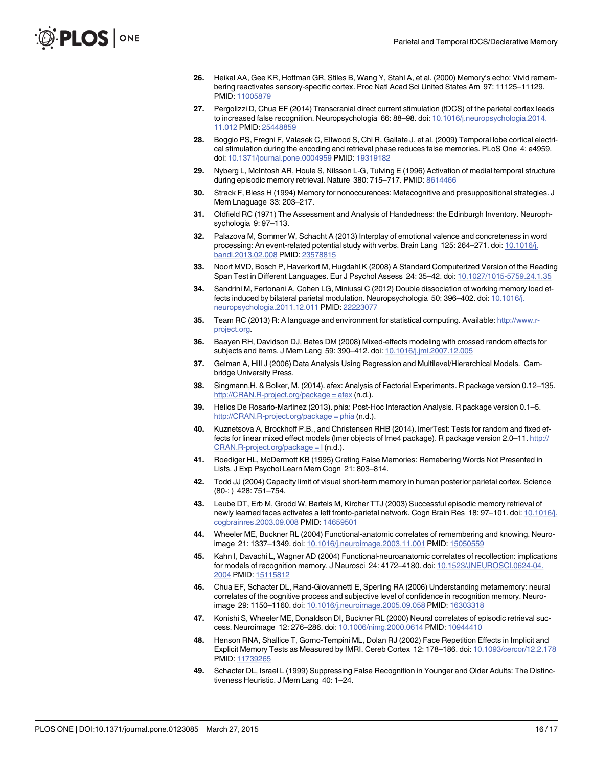26. Heikal AA, Gee KR, Hoffman GR, Stiles B, Wang Y, Stahl A, et al. (2000) Memory's echo: Vivid remembering reactivates sensory-specific cortex. Proc Natl Acad Sci United States Am 97: 11125–11129. PMID: 11005879

27. Pergolizzi D, Chua EF (2014) Transcranial direct current stimulation (tDCS) of the parietal cortex leads to increased false recognition. Neuropsychologia 66: 88–98. doi: 10.1016/j.neuropsychologia.2014.11.012 PMID: 25448859

28. Boggio PS, Fregni F, Valasek C, Ellwood S, Chi R, Gallate J, et al. (2009) Temporal lobe cortical electrical stimulation during the encoding and retrieval phase reduces false memories. PLoS One 4: e4959. doi: 10.1371/journal.pone.0004959 PMID: 19319182

29. Nyberg L, McIntosh AR, Houle S, Nilsson L-G, Tulving E (1996) Activation of medial temporal structure during episodic memory retrieval. Nature 380: 715–717. PMID: 8614466

30. Strack F, Bless H (1994) Memory for nonoccurences: Metacognitive and presuppositional strategies. J Mem Lnaguage 33: 203–217.

31. Oldfield RC (1971) The Assessment and Analysis of Handedness: the Edinburgh Inventory. Neuropsychologia 9: 97–113.

32. Palazova M, Sommer W, Schacht A (2013) Interplay of emotional valence and concreteness in word processing: An event-related potential study with verbs. Brain Lang 125: 264–271. doi: 10.1016/j.bandl.2013.02.008 PMID: 23578815

33. Noort MVD, Bosch P, Haverkort M, Hugdahl K (2008) A Standard Computerized Version of the Reading Span Test in Different Languages. Eur J Psychol Assess 24: 35–42. doi: 10.1027/1015-5759.24.1.35

34. Sandrini M, Fertonani A, Cohen LG, Miniussi C (2012) Double dissociation of working memory load effects induced by bilateral parietal modulation. Neuropsychologia 50: 396–402. doi: 10.1016/j.neuropsychologia.2011.12.011 PMID: 22223077

35. Team RC (2013) R: A language and environment for statistical computing. Available: http://www.r-project.org.

36. Baayen RH, Davidson DJ, Bates DM (2008) Mixed-effects modeling with crossed random effects for subjects and items. J Mem Lang 59: 390–412. doi: 10.1016/j.jml.2007.12.005

37. Gelman A, Hill J (2006) Data Analysis Using Regression and Multilevel/Hierarchical Models. Cambridge University Press.

38. Singmann,H. & Bolker, M. (2014). afex: Analysis of Factorial Experiments. R package version 0.12–135. http://CRAN.R-project.org/package = afex (n.d.).

39. Helios De Rosario-Martinez (2013). phia: Post-Hoc Interaction Analysis. R package version 0.1–5. http://CRAN.R-project.org/package = phia (n.d.).

40. Kuznetsova A, Brockhoff P.B., and Christensen RHB (2014). lmerTest: Tests for random and fixed effects for linear mixed effect models (lmer objects of lme4 package). R package version 2.0–11. http://CRAN.R-project.org/package = l (n.d.).

41. Roediger HL, McDermott KB (1995) Creting False Memories: Remebering Words Not Presented in Lists. J Exp Psychol Learn Mem Cogn 21: 803–814.

42. Todd JJ (2004) Capacity limit of visual short-term memory in human posterior parietal cortex. Science (80-: ) 428: 751–754.

43. Leube DT, Erb M, Grodd W, Bartels M, Kircher TTJ (2003) Successful episodic memory retrieval of newly learned faces activates a left fronto-parietal network. Cogn Brain Res 18: 97–101. doi: 10.1016/j.cogbrainres.2003.09.008 PMID: 14659501

44. Wheeler ME, Buckner RL (2004) Functional-anatomic correlates of remembering and knowing. Neuroimage 21: 1337–1349. doi: 10.1016/j.neuroimage.2003.11.001 PMID: 15050559

45. Kahn I, Davachi L, Wagner AD (2004) Functional-neuroanatomic correlates of recollection: implications for models of recognition memory. J Neurosci 24: 4172–4180. doi: 10.1523/JNEUROSCI.0624-04.2004 PMID: 15115812

46. Chua EF, Schacter DL, Rand-Giovannetti E, Sperling RA (2006) Understanding metamemory: neural correlates of the cognitive process and subjective level of confidence in recognition memory. Neuroimage 29: 1150–1160. doi: 10.1016/j.neuroimage.2005.09.058 PMID: 16303318

47. Konishi S, Wheeler ME, Donaldson DI, Buckner RL (2000) Neural correlates of episodic retrieval success. Neuroimage 12: 276–286. doi: 10.1006/nimg.2000.0614 PMID: 10944410

48. Henson RNA, Shallice T, Gorno-Tempini ML, Dolan RJ (2002) Face Repetition Effects in Implicit and Explicit Memory Tests as Measured by fMRI. Cereb Cortex 12: 178–186. doi: 10.1093/cercor/12.2.178 PMID: 11739265

49. Schacter DL, Israel L (1999) Suppressing False Recognition in Younger and Older Adults: The Distinctiveness Heuristic. J Mem Lang 40: 1–24.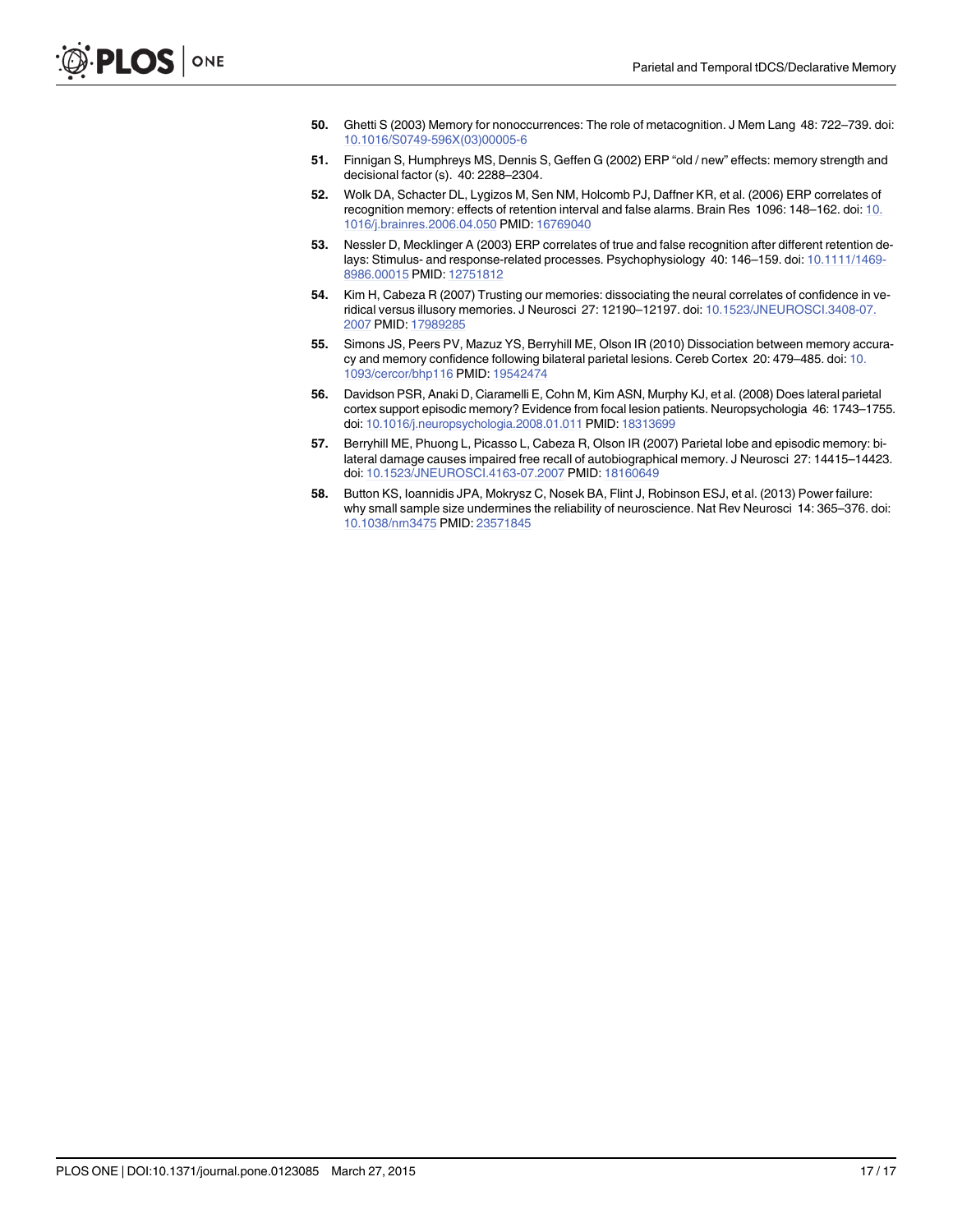50. Ghetti S (2003) Memory for nonoccurrences: The role of metacognition. J Mem Lang 48: 722–739. doi: 10.1016/S0749-596X(03)00005-6

51. Finnigan S, Humphreys MS, Dennis S, Geffen G (2002) ERP "old / new" effects: memory strength and decisional factor (s). 40: 2288–2304.

52. Wolk DA, Schacter DL, Lygizos M, Sen NM, Holcomb PJ, Daffner KR, et al. (2006) ERP correlates of recognition memory: effects of retention interval and false alarms. Brain Res 1096: 148–162. doi: 10.1016/j.brainres.2006.04.050 PMID: 16769040

53. Nessler D, Mecklinger A (2003) ERP correlates of true and false recognition after different retention delays: Stimulus- and response-related processes. Psychophysiology 40: 146–159. doi: 10.1111/1469-8986.00015 PMID: 12751812

54. Kim H, Cabeza R (2007) Trusting our memories: dissociating the neural correlates of confidence in veridical versus illusory memories. J Neurosci 27: 12190–12197. doi: 10.1523/JNEUROSCI.3408-07.2007 PMID: 17989285

55. Simons JS, Peers PV, Mazuz YS, Berryhill ME, Olson IR (2010) Dissociation between memory accuracy and memory confidence following bilateral parietal lesions. Cereb Cortex 20: 479–485. doi: 10.1093/cercor/bhp116 PMID: 19542474

56. Davidson PSR, Anaki D, Ciaramelli E, Cohn M, Kim ASN, Murphy KJ, et al. (2008) Does lateral parietal cortex support episodic memory? Evidence from focal lesion patients. Neuropsychologia 46: 1743–1755. doi: 10.1016/j.neuropsychologia.2008.01.011 PMID: 18313699

57. Berryhill ME, Phuong L, Picasso L, Cabeza R, Olson IR (2007) Parietal lobe and episodic memory: bilateral damage causes impaired free recall of autobiographical memory. J Neurosci 27: 14415–14423. doi: 10.1523/JNEUROSCI.4163-07.2007 PMID: 18160649

58. Button KS, Ioannidis JPA, Mokrysz C, Nosek BA, Flint J, Robinson ESJ, et al. (2013) Power failure: why small sample size undermines the reliability of neuroscience. Nat Rev Neurosci 14: 365–376. doi: 10.1038/nrn3475 PMID: 23571845